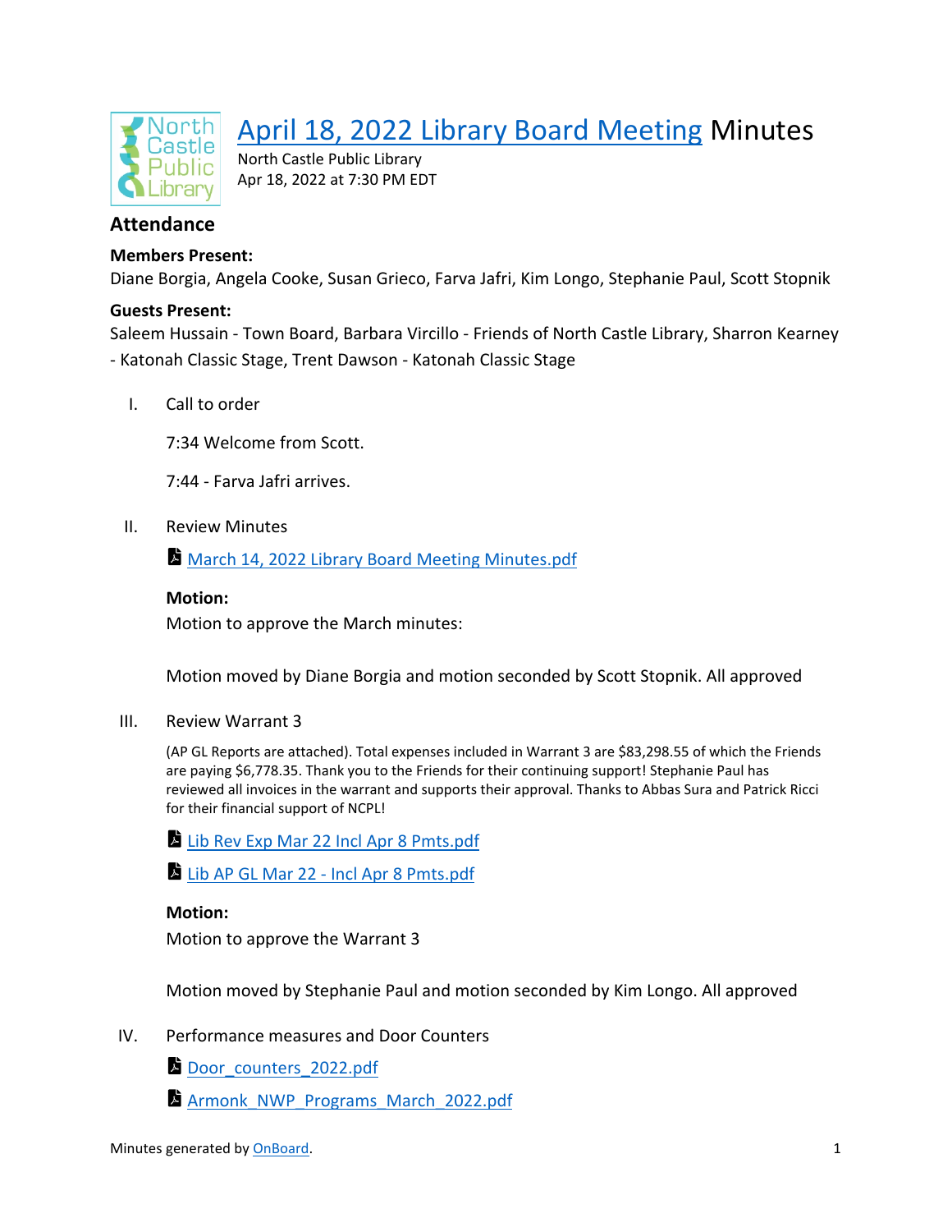# April 18, 2022 Library Board Meeting Minutes

North Castle Public Library
Apr 18, 2022 at 7:30 PM EDT

## Attendance

**Members Present:**
Diane Borgia, Angela Cooke, Susan Grieco, Farva Jafri, Kim Longo, Stephanie Paul, Scott Stopnik

**Guests Present:**
Saleem Hussain - Town Board, Barbara Vircillo - Friends of North Castle Library, Sharron Kearney - Katonah Classic Stage, Trent Dawson - Katonah Classic Stage

I. Call to order

7:34 Welcome from Scott.

7:44 - Farva Jafri arrives.

II. Review Minutes

March 14, 2022 Library Board Meeting Minutes.pdf

**Motion:**
Motion to approve the March minutes:

Motion moved by Diane Borgia and motion seconded by Scott Stopnik. All approved

III. Review Warrant 3

(AP GL Reports are attached). Total expenses included in Warrant 3 are $83,298.55 of which the Friends are paying $6,778.35. Thank you to the Friends for their continuing support! Stephanie Paul has reviewed all invoices in the warrant and supports their approval. Thanks to Abbas Sura and Patrick Ricci for their financial support of NCPL!

Lib Rev Exp Mar 22 Incl Apr 8 Pmts.pdf

Lib AP GL Mar 22 - Incl Apr 8 Pmts.pdf

**Motion:**
Motion to approve the Warrant 3

Motion moved by Stephanie Paul and motion seconded by Kim Longo. All approved

IV. Performance measures and Door Counters

Door_counters_2022.pdf

Armonk_NWP_Programs_March_2022.pdf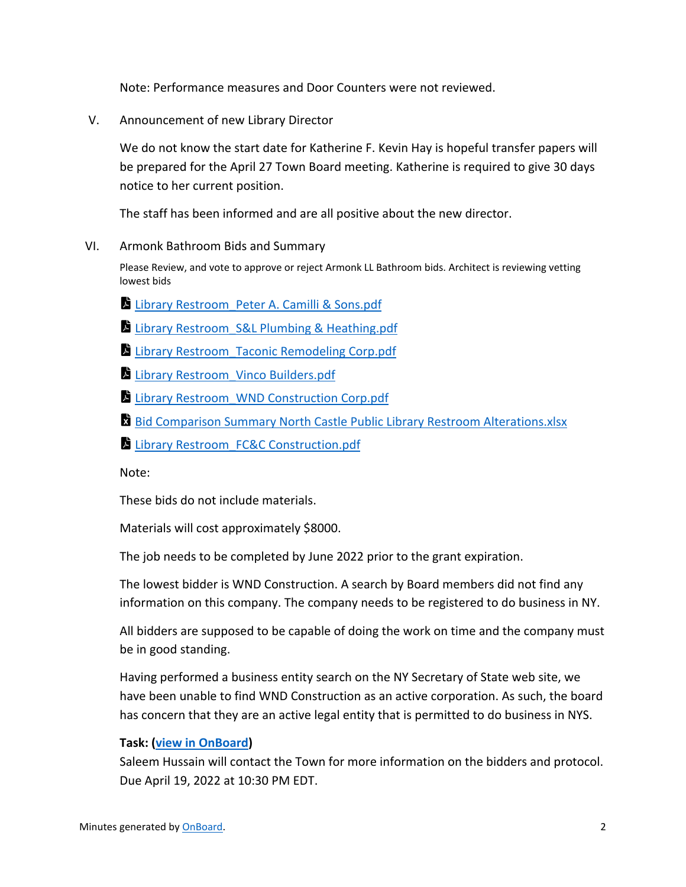Note: Performance measures and Door Counters were not reviewed.

V. Announcement of new Library Director

We do not know the start date for Katherine F. Kevin Hay is hopeful transfer papers will be prepared for the April 27 Town Board meeting. Katherine is required to give 30 days notice to her current position.

The staff has been informed and are all positive about the new director.

VI. Armonk Bathroom Bids and Summary

Please Review, and vote to approve or reject Armonk LL Bathroom bids. Architect is reviewing vetting lowest bids

- Library Restroom_Peter A. Camilli & Sons.pdf
- Library Restroom_S&L Plumbing & Heathing.pdf
- Library Restroom_Taconic Remodeling Corp.pdf
- Library Restroom_Vinco Builders.pdf
- Library Restroom_WND Construction Corp.pdf
- Bid Comparison Summary North Castle Public Library Restroom Alterations.xlsx
- Library Restroom_FC&C Construction.pdf

Note:

These bids do not include materials.

Materials will cost approximately $8000.

The job needs to be completed by June 2022 prior to the grant expiration.

The lowest bidder is WND Construction. A search by Board members did not find any information on this company. The company needs to be registered to do business in NY.

All bidders are supposed to be capable of doing the work on time and the company must be in good standing.

Having performed a business entity search on the NY Secretary of State web site, we have been unable to find WND Construction as an active corporation. As such, the board has concern that they are an active legal entity that is permitted to do business in NYS.

**Task: (view in OnBoard)**
Saleem Hussain will contact the Town for more information on the bidders and protocol. Due April 19, 2022 at 10:30 PM EDT.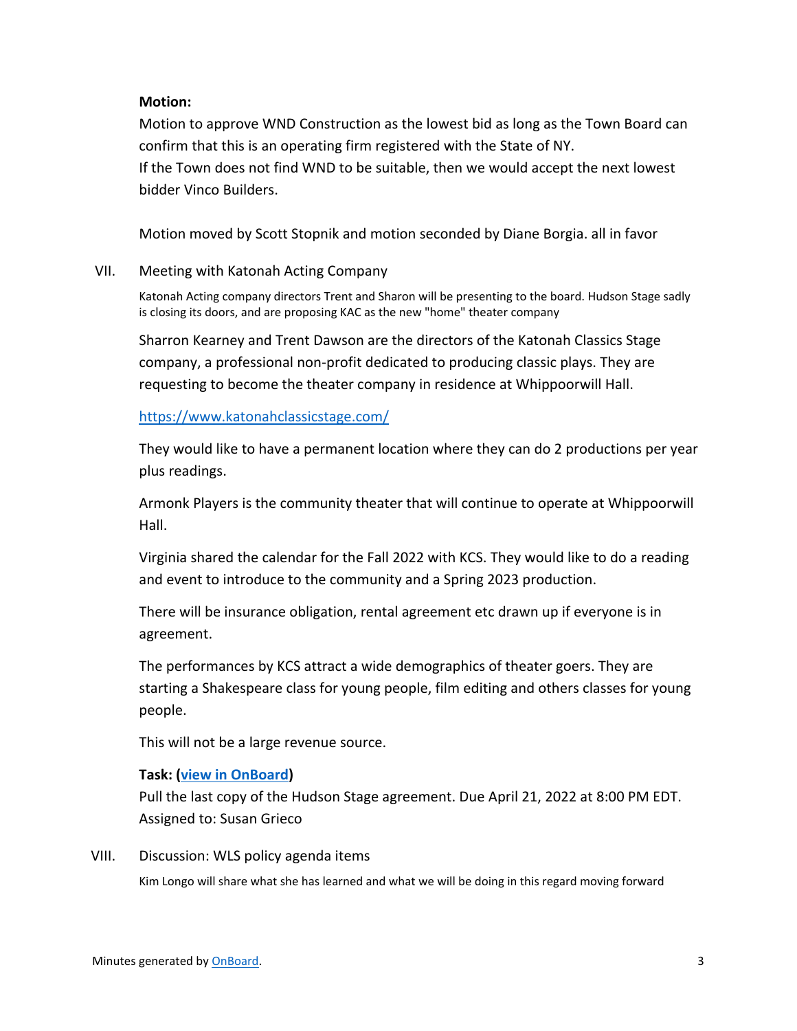**Motion:**

Motion to approve WND Construction as the lowest bid as long as the Town Board can confirm that this is an operating firm registered with the State of NY.
If the Town does not find WND to be suitable, then we would accept the next lowest bidder Vinco Builders.

Motion moved by Scott Stopnik and motion seconded by Diane Borgia. all in favor

VII. Meeting with Katonah Acting Company

Katonah Acting company directors Trent and Sharon will be presenting to the board. Hudson Stage sadly is closing its doors, and are proposing KAC as the new "home" theater company

Sharron Kearney and Trent Dawson are the directors of the Katonah Classics Stage company, a professional non-profit dedicated to producing classic plays. They are requesting to become the theater company in residence at Whippoorwill Hall.

[https://www.katonahclassicstage.com/](https://www.katonahclassicstage.com/)

They would like to have a permanent location where they can do 2 productions per year plus readings.

Armonk Players is the community theater that will continue to operate at Whippoorwill Hall.

Virginia shared the calendar for the Fall 2022 with KCS. They would like to do a reading and event to introduce to the community and a Spring 2023 production.

There will be insurance obligation, rental agreement etc drawn up if everyone is in agreement.

The performances by KCS attract a wide demographics of theater goers. They are starting a Shakespeare class for young people, film editing and others classes for young people.

This will not be a large revenue source.

**Task: (view in OnBoard)**
Pull the last copy of the Hudson Stage agreement. Due April 21, 2022 at 8:00 PM EDT.
Assigned to: Susan Grieco

VIII. Discussion: WLS policy agenda items

Kim Longo will share what she has learned and what we will be doing in this regard moving forward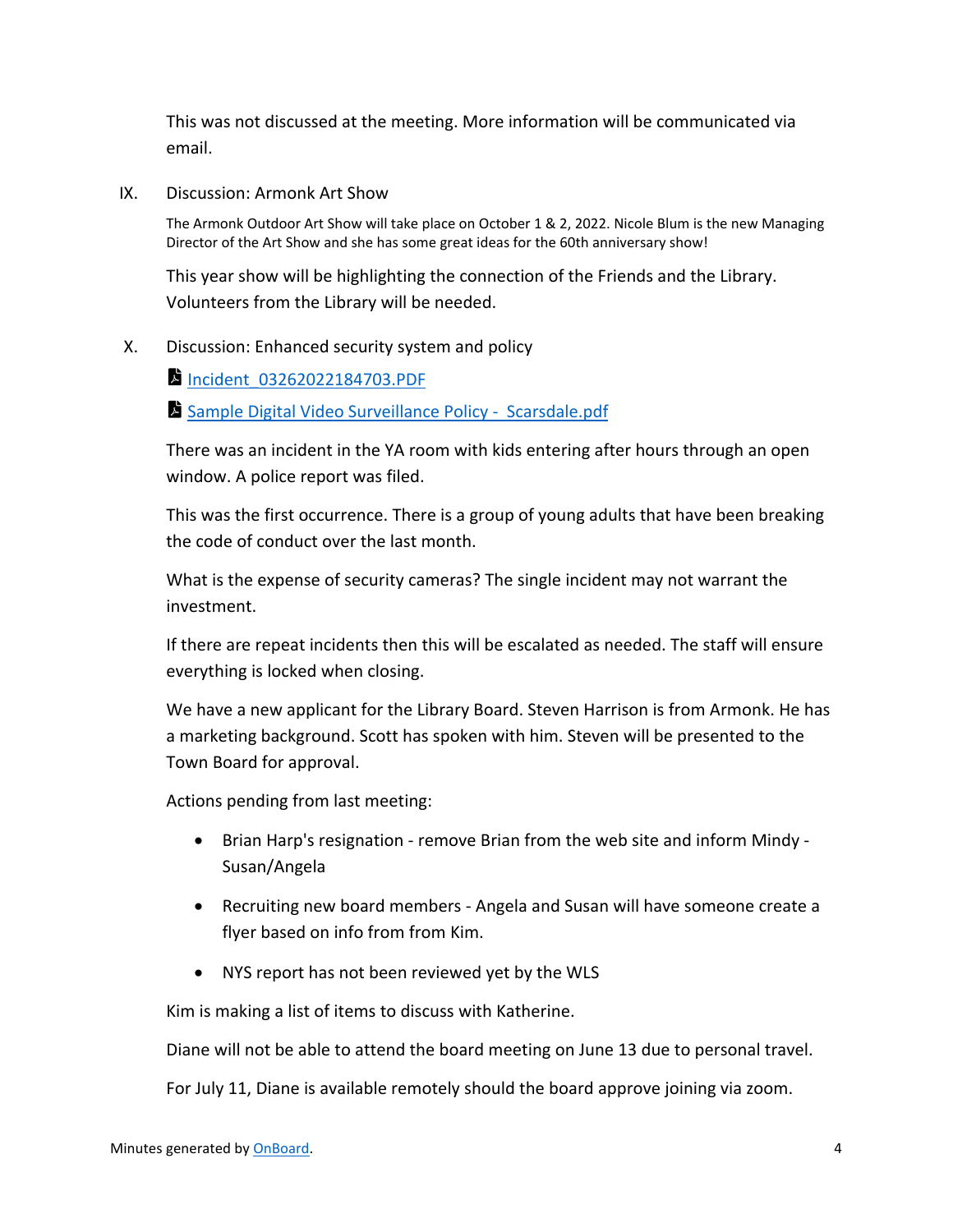This was not discussed at the meeting. More information will be communicated via email.

IX. Discussion: Armonk Art Show

The Armonk Outdoor Art Show will take place on October 1 & 2, 2022. Nicole Blum is the new Managing Director of the Art Show and she has some great ideas for the 60th anniversary show!

This year show will be highlighting the connection of the Friends and the Library. Volunteers from the Library will be needed.

X. Discussion: Enhanced security system and policy

[Incident_03262022184703.PDF]

[Sample Digital Video Surveillance Policy - Scarsdale.pdf]

There was an incident in the YA room with kids entering after hours through an open window. A police report was filed.

This was the first occurrence. There is a group of young adults that have been breaking the code of conduct over the last month.

What is the expense of security cameras? The single incident may not warrant the investment.

If there are repeat incidents then this will be escalated as needed. The staff will ensure everything is locked when closing.

We have a new applicant for the Library Board. Steven Harrison is from Armonk. He has a marketing background. Scott has spoken with him. Steven will be presented to the Town Board for approval.

Actions pending from last meeting:

- Brian Harp's resignation - remove Brian from the web site and inform Mindy - Susan/Angela
- Recruiting new board members - Angela and Susan will have someone create a flyer based on info from from Kim.
- NYS report has not been reviewed yet by the WLS

Kim is making a list of items to discuss with Katherine.

Diane will not be able to attend the board meeting on June 13 due to personal travel.

For July 11, Diane is available remotely should the board approve joining via zoom.

Minutes generated by OnBoard.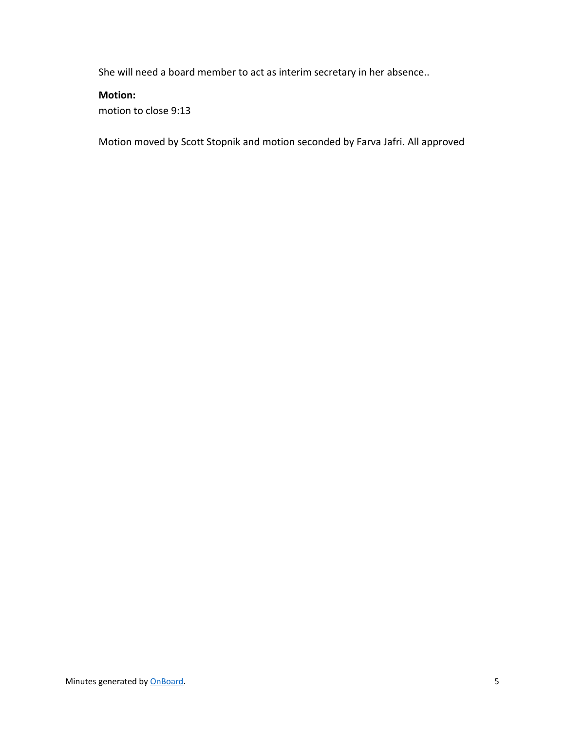She will need a board member to act as interim secretary in her absence..

**Motion:**
motion to close 9:13

Motion moved by Scott Stopnik and motion seconded by Farva Jafri. All approved